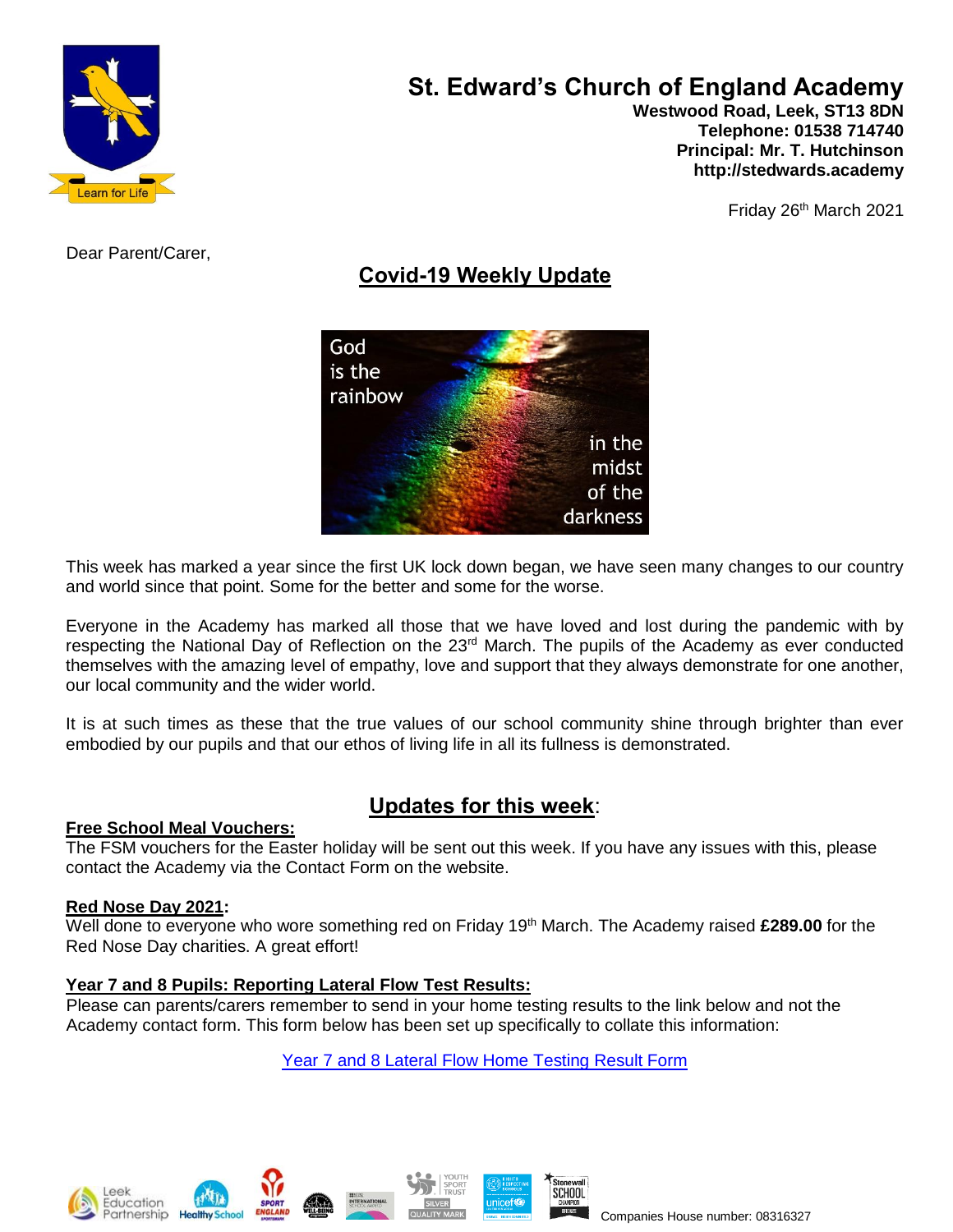# St. Edward's Church of England Academy

**Westwood Road, Leek, ST13 8DN**
**Telephone: 01538 714740**
**Principal: Mr. T. Hutchinson**
**http://stedwards.academy**

Friday 26th March 2021

Dear Parent/Carer,

## Covid-19 Weekly Update

God is the rainbow in the midst of the darkness

This week has marked a year since the first UK lock down began, we have seen many changes to our country and world since that point. Some for the better and some for the worse.

Everyone in the Academy has marked all those that we have loved and lost during the pandemic with by respecting the National Day of Reflection on the 23rd March. The pupils of the Academy as ever conducted themselves with the amazing level of empathy, love and support that they always demonstrate for one another, our local community and the wider world.

It is at such times as these that the true values of our school community shine through brighter than ever embodied by our pupils and that our ethos of living life in all its fullness is demonstrated.

## Updates for this week:

**Free School Meal Vouchers:**
The FSM vouchers for the Easter holiday will be sent out this week. If you have any issues with this, please contact the Academy via the Contact Form on the website.

**Red Nose Day 2021:**
Well done to everyone who wore something red on Friday 19th March. The Academy raised **£289.00** for the Red Nose Day charities. A great effort!

**Year 7 and 8 Pupils: Reporting Lateral Flow Test Results:**
Please can parents/carers remember to send in your home testing results to the link below and not the Academy contact form. This form below has been set up specifically to collate this information:

Year 7 and 8 Lateral Flow Home Testing Result Form

Companies House number: 08316327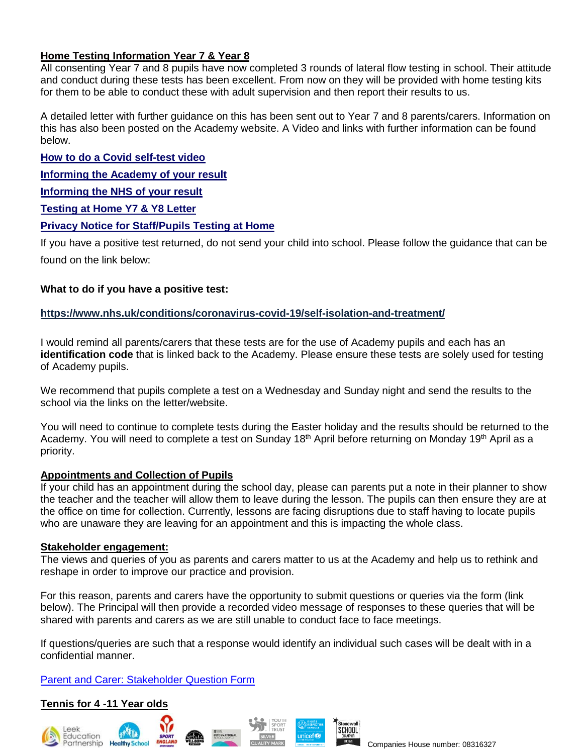**Home Testing Information Year 7 & Year 8**

All consenting Year 7 and 8 pupils have now completed 3 rounds of lateral flow testing in school. Their attitude and conduct during these tests has been excellent. From now on they will be provided with home testing kits for them to be able to conduct these with adult supervision and then report their results to us.

A detailed letter with further guidance on this has been sent out to Year 7 and 8 parents/carers. Information on this has also been posted on the Academy website. A Video and links with further information can be found below.

**How to do a Covid self-test video**

**Informing the Academy of your result**

**Informing the NHS of your result**

**Testing at Home Y7 & Y8 Letter**

**Privacy Notice for Staff/Pupils Testing at Home**

If you have a positive test returned, do not send your child into school. Please follow the guidance that can be found on the link below:

**What to do if you have a positive test:**

**https://www.nhs.uk/conditions/coronavirus-covid-19/self-isolation-and-treatment/**

I would remind all parents/carers that these tests are for the use of Academy pupils and each has an **identification code** that is linked back to the Academy. Please ensure these tests are solely used for testing of Academy pupils.

We recommend that pupils complete a test on a Wednesday and Sunday night and send the results to the school via the links on the letter/website.

You will need to continue to complete tests during the Easter holiday and the results should be returned to the Academy. You will need to complete a test on Sunday 18th April before returning on Monday 19th April as a priority.

**Appointments and Collection of Pupils**

If your child has an appointment during the school day, please can parents put a note in their planner to show the teacher and the teacher will allow them to leave during the lesson. The pupils can then ensure they are at the office on time for collection. Currently, lessons are facing disruptions due to staff having to locate pupils who are unaware they are leaving for an appointment and this is impacting the whole class.

**Stakeholder engagement:**

The views and queries of you as parents and carers matter to us at the Academy and help us to rethink and reshape in order to improve our practice and provision.

For this reason, parents and carers have the opportunity to submit questions or queries via the form (link below). The Principal will then provide a recorded video message of responses to these queries that will be shared with parents and carers as we are still unable to conduct face to face meetings.

If questions/queries are such that a response would identify an individual such cases will be dealt with in a confidential manner.

Parent and Carer: Stakeholder Question Form

**Tennis for 4 -11 Year olds**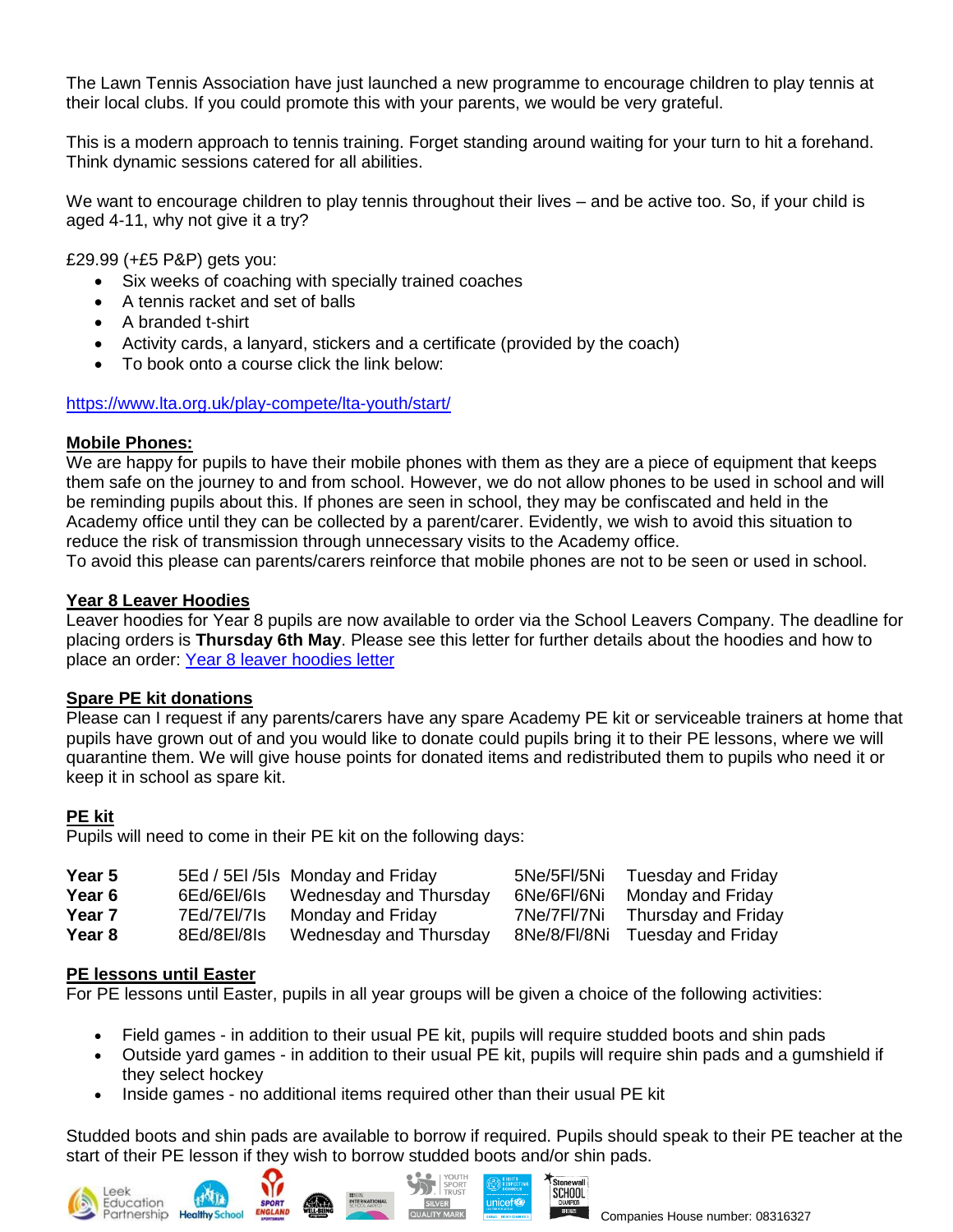The Lawn Tennis Association have just launched a new programme to encourage children to play tennis at their local clubs. If you could promote this with your parents, we would be very grateful.

This is a modern approach to tennis training. Forget standing around waiting for your turn to hit a forehand. Think dynamic sessions catered for all abilities.

We want to encourage children to play tennis throughout their lives – and be active too. So, if your child is aged 4-11, why not give it a try?

£29.99 (+£5 P&P) gets you:

- Six weeks of coaching with specially trained coaches
- A tennis racket and set of balls
- A branded t-shirt
- Activity cards, a lanyard, stickers and a certificate (provided by the coach)
- To book onto a course click the link below:

https://www.lta.org.uk/play-compete/lta-youth/start/

**Mobile Phones:**

We are happy for pupils to have their mobile phones with them as they are a piece of equipment that keeps them safe on the journey to and from school. However, we do not allow phones to be used in school and will be reminding pupils about this. If phones are seen in school, they may be confiscated and held in the Academy office until they can be collected by a parent/carer. Evidently, we wish to avoid this situation to reduce the risk of transmission through unnecessary visits to the Academy office.
To avoid this please can parents/carers reinforce that mobile phones are not to be seen or used in school.

**Year 8 Leaver Hoodies**

Leaver hoodies for Year 8 pupils are now available to order via the School Leavers Company. The deadline for placing orders is **Thursday 6th May**. Please see this letter for further details about the hoodies and how to place an order: Year 8 leaver hoodies letter

**Spare PE kit donations**

Please can I request if any parents/carers have any spare Academy PE kit or serviceable trainers at home that pupils have grown out of and you would like to donate could pupils bring it to their PE lessons, where we will quarantine them. We will give house points for donated items and redistributed them to pupils who need it or keep it in school as spare kit.

**PE kit**

Pupils will need to come in their PE kit on the following days:

| | | | | |
|---|---|---|---|---|
| **Year 5** | 5Ed / 5El /5Is | Monday and Friday | 5Ne/5Fl/5Ni | Tuesday and Friday |
| **Year 6** | 6Ed/6El/6Is | Wednesday and Thursday | 6Ne/6Fl/6Ni | Monday and Friday |
| **Year 7** | 7Ed/7El/7Is | Monday and Friday | 7Ne/7Fl/7Ni | Thursday and Friday |
| **Year 8** | 8Ed/8El/8Is | Wednesday and Thursday | 8Ne/8/Fl/8Ni | Tuesday and Friday |

**PE lessons until Easter**

For PE lessons until Easter, pupils in all year groups will be given a choice of the following activities:

- Field games - in addition to their usual PE kit, pupils will require studded boots and shin pads
- Outside yard games - in addition to their usual PE kit, pupils will require shin pads and a gumshield if they select hockey
- Inside games - no additional items required other than their usual PE kit

Studded boots and shin pads are available to borrow if required. Pupils should speak to their PE teacher at the start of their PE lesson if they wish to borrow studded boots and/or shin pads.

Companies House number: 08316327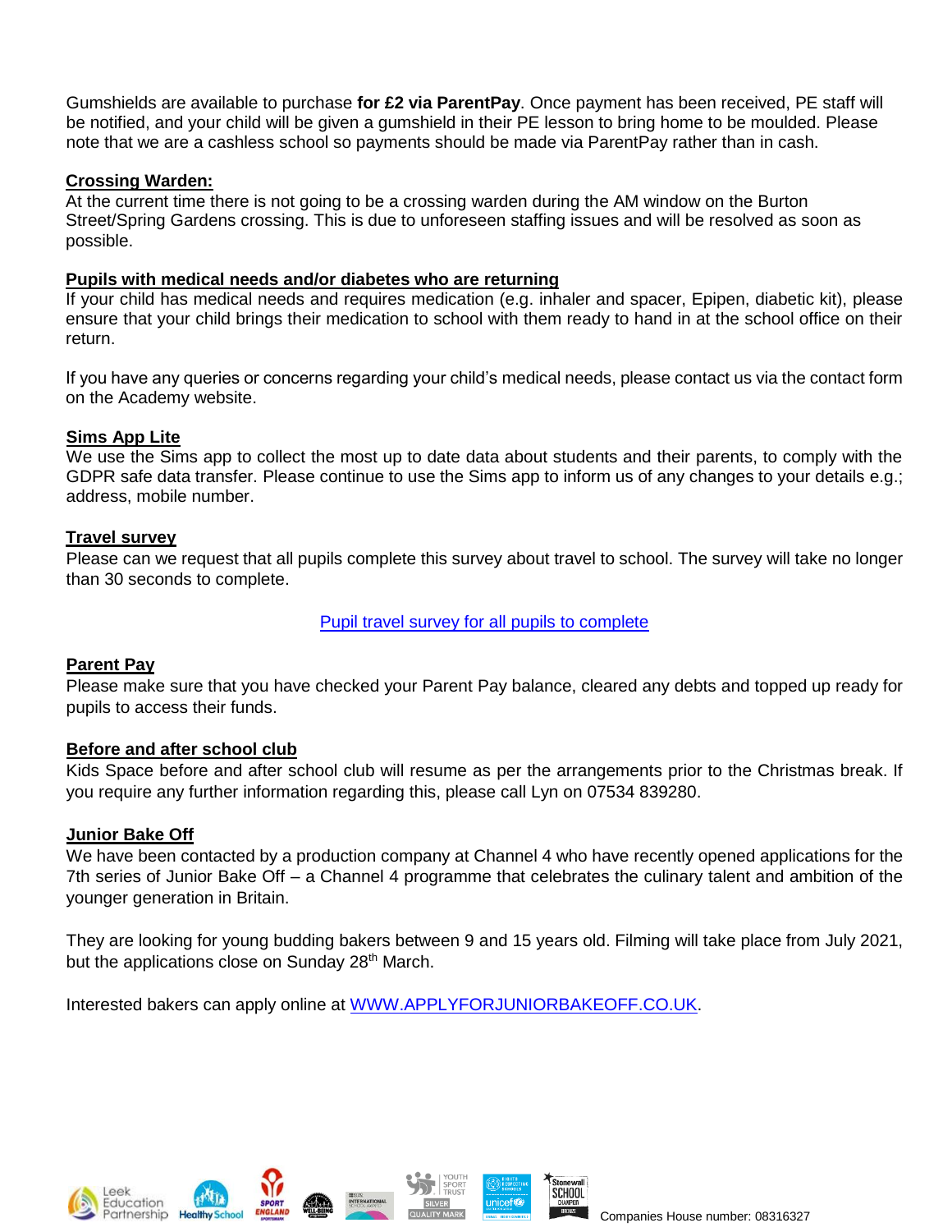Gumshields are available to purchase **for £2 via ParentPay**. Once payment has been received, PE staff will be notified, and your child will be given a gumshield in their PE lesson to bring home to be moulded. Please note that we are a cashless school so payments should be made via ParentPay rather than in cash.

**Crossing Warden:**

At the current time there is not going to be a crossing warden during the AM window on the Burton Street/Spring Gardens crossing. This is due to unforeseen staffing issues and will be resolved as soon as possible.

**Pupils with medical needs and/or diabetes who are returning**

If your child has medical needs and requires medication (e.g. inhaler and spacer, Epipen, diabetic kit), please ensure that your child brings their medication to school with them ready to hand in at the school office on their return.

If you have any queries or concerns regarding your child's medical needs, please contact us via the contact form on the Academy website.

**Sims App Lite**

We use the Sims app to collect the most up to date data about students and their parents, to comply with the GDPR safe data transfer. Please continue to use the Sims app to inform us of any changes to your details e.g.; address, mobile number.

**Travel survey**

Please can we request that all pupils complete this survey about travel to school. The survey will take no longer than 30 seconds to complete.

Pupil travel survey for all pupils to complete

**Parent Pay**

Please make sure that you have checked your Parent Pay balance, cleared any debts and topped up ready for pupils to access their funds.

**Before and after school club**

Kids Space before and after school club will resume as per the arrangements prior to the Christmas break. If you require any further information regarding this, please call Lyn on 07534 839280.

**Junior Bake Off**

We have been contacted by a production company at Channel 4 who have recently opened applications for the 7th series of Junior Bake Off – a Channel 4 programme that celebrates the culinary talent and ambition of the younger generation in Britain.

They are looking for young budding bakers between 9 and 15 years old. Filming will take place from July 2021, but the applications close on Sunday 28th March.

Interested bakers can apply online at WWW.APPLYFORJUNIORBAKEOFF.CO.UK.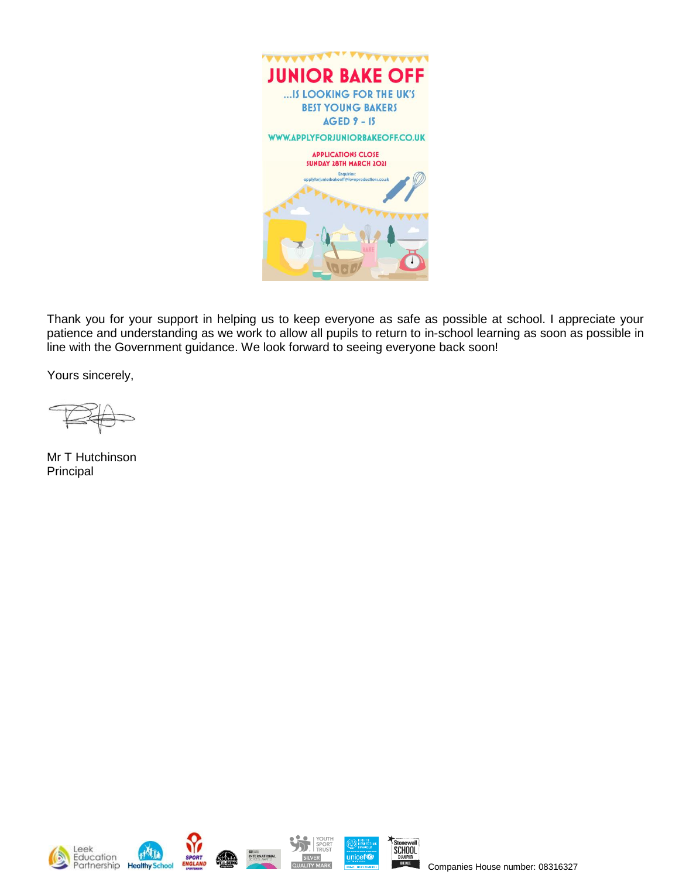JUNIOR BAKE OFF

...IS LOOKING FOR THE UK'S BEST YOUNG BAKERS AGED 9 - 15

WWW.APPLYFORJUNIORBAKEOFF.CO.UK

APPLICATIONS CLOSE SUNDAY 28TH MARCH 2021

Enquiries: applyforjuniorbakeoff@loveproductions.co.uk

Thank you for your support in helping us to keep everyone as safe as possible at school. I appreciate your patience and understanding as we work to allow all pupils to return to in-school learning as soon as possible in line with the Government guidance. We look forward to seeing everyone back soon!

Yours sincerely,

Mr T Hutchinson
Principal

Companies House number: 08316327